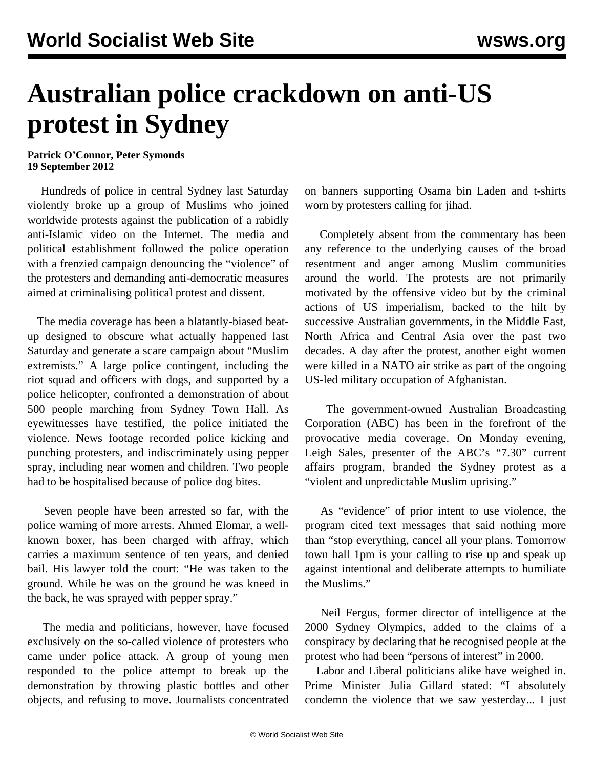# Australian police crackdown on anti-US protest in Sydney

**Patrick O'Connor, Peter Symonds**
**19 September 2012**

Hundreds of police in central Sydney last Saturday violently broke up a group of Muslims who joined worldwide protests against the publication of a rabidly anti-Islamic video on the Internet. The media and political establishment followed the police operation with a frenzied campaign denouncing the "violence" of the protesters and demanding anti-democratic measures aimed at criminalising political protest and dissent.

The media coverage has been a blatantly-biased beat-up designed to obscure what actually happened last Saturday and generate a scare campaign about "Muslim extremists." A large police contingent, including the riot squad and officers with dogs, and supported by a police helicopter, confronted a demonstration of about 500 people marching from Sydney Town Hall. As eyewitnesses have testified, the police initiated the violence. News footage recorded police kicking and punching protesters, and indiscriminately using pepper spray, including near women and children. Two people had to be hospitalised because of police dog bites.

Seven people have been arrested so far, with the police warning of more arrests. Ahmed Elomar, a well-known boxer, has been charged with affray, which carries a maximum sentence of ten years, and denied bail. His lawyer told the court: "He was taken to the ground. While he was on the ground he was kneed in the back, he was sprayed with pepper spray."

The media and politicians, however, have focused exclusively on the so-called violence of protesters who came under police attack. A group of young men responded to the police attempt to break up the demonstration by throwing plastic bottles and other objects, and refusing to move. Journalists concentrated on banners supporting Osama bin Laden and t-shirts worn by protesters calling for jihad.

Completely absent from the commentary has been any reference to the underlying causes of the broad resentment and anger among Muslim communities around the world. The protests are not primarily motivated by the offensive video but by the criminal actions of US imperialism, backed to the hilt by successive Australian governments, in the Middle East, North Africa and Central Asia over the past two decades. A day after the protest, another eight women were killed in a NATO air strike as part of the ongoing US-led military occupation of Afghanistan.

The government-owned Australian Broadcasting Corporation (ABC) has been in the forefront of the provocative media coverage. On Monday evening, Leigh Sales, presenter of the ABC's "7.30" current affairs program, branded the Sydney protest as a "violent and unpredictable Muslim uprising."

As "evidence" of prior intent to use violence, the program cited text messages that said nothing more than "stop everything, cancel all your plans. Tomorrow town hall 1pm is your calling to rise up and speak up against intentional and deliberate attempts to humiliate the Muslims."

Neil Fergus, former director of intelligence at the 2000 Sydney Olympics, added to the claims of a conspiracy by declaring that he recognised people at the protest who had been "persons of interest" in 2000.

Labor and Liberal politicians alike have weighed in. Prime Minister Julia Gillard stated: "I absolutely condemn the violence that we saw yesterday... I just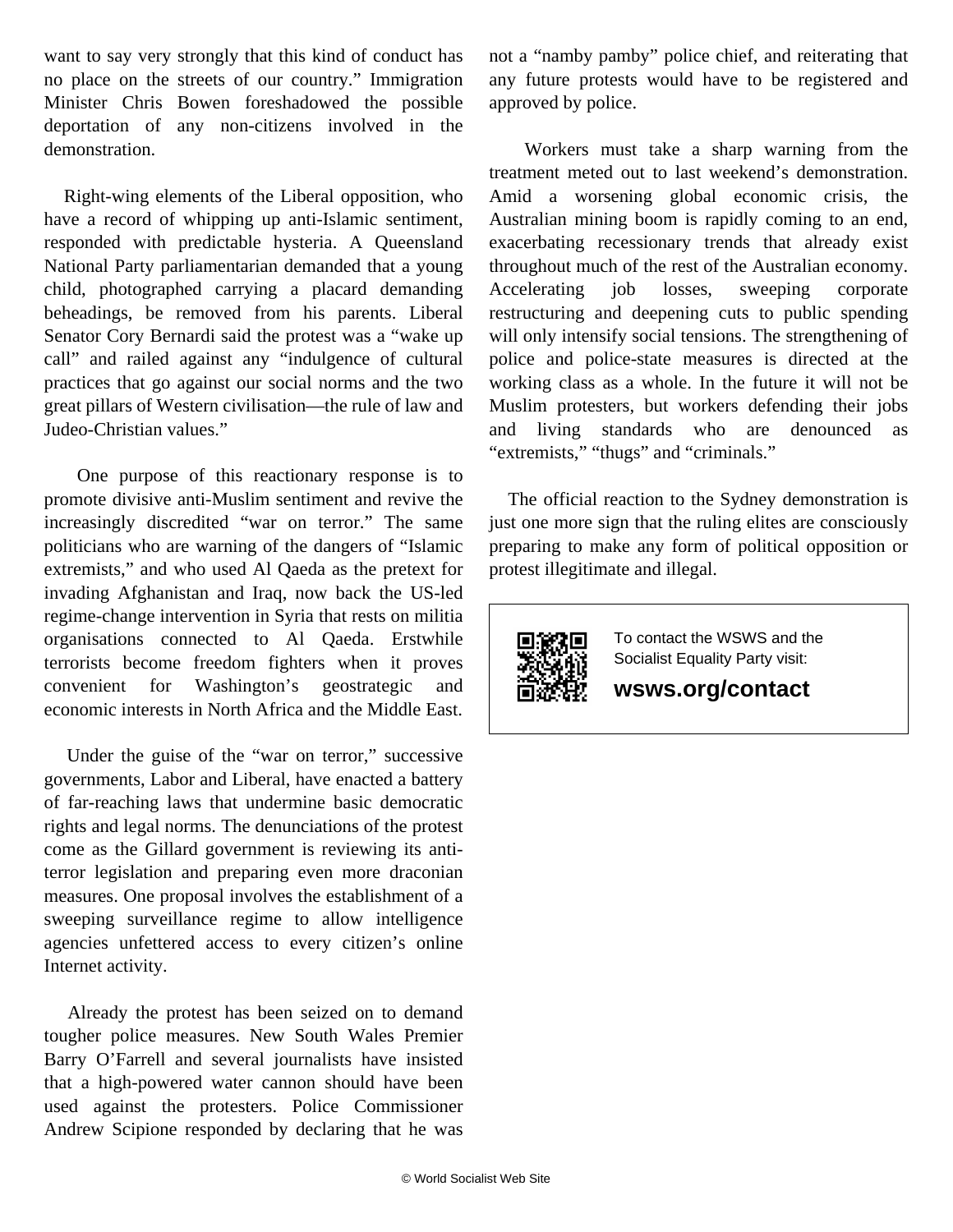want to say very strongly that this kind of conduct has no place on the streets of our country." Immigration Minister Chris Bowen foreshadowed the possible deportation of any non-citizens involved in the demonstration.

Right-wing elements of the Liberal opposition, who have a record of whipping up anti-Islamic sentiment, responded with predictable hysteria. A Queensland National Party parliamentarian demanded that a young child, photographed carrying a placard demanding beheadings, be removed from his parents. Liberal Senator Cory Bernardi said the protest was a "wake up call" and railed against any "indulgence of cultural practices that go against our social norms and the two great pillars of Western civilisation—the rule of law and Judeo-Christian values."

One purpose of this reactionary response is to promote divisive anti-Muslim sentiment and revive the increasingly discredited "war on terror." The same politicians who are warning of the dangers of "Islamic extremists," and who used Al Qaeda as the pretext for invading Afghanistan and Iraq, now back the US-led regime-change intervention in Syria that rests on militia organisations connected to Al Qaeda. Erstwhile terrorists become freedom fighters when it proves convenient for Washington's geostrategic and economic interests in North Africa and the Middle East.

Under the guise of the "war on terror," successive governments, Labor and Liberal, have enacted a battery of far-reaching laws that undermine basic democratic rights and legal norms. The denunciations of the protest come as the Gillard government is reviewing its anti-terror legislation and preparing even more draconian measures. One proposal involves the establishment of a sweeping surveillance regime to allow intelligence agencies unfettered access to every citizen's online Internet activity.

Already the protest has been seized on to demand tougher police measures. New South Wales Premier Barry O'Farrell and several journalists have insisted that a high-powered water cannon should have been used against the protesters. Police Commissioner Andrew Scipione responded by declaring that he was not a "namby pamby" police chief, and reiterating that any future protests would have to be registered and approved by police.

Workers must take a sharp warning from the treatment meted out to last weekend's demonstration. Amid a worsening global economic crisis, the Australian mining boom is rapidly coming to an end, exacerbating recessionary trends that already exist throughout much of the rest of the Australian economy. Accelerating job losses, sweeping corporate restructuring and deepening cuts to public spending will only intensify social tensions. The strengthening of police and police-state measures is directed at the working class as a whole. In the future it will not be Muslim protesters, but workers defending their jobs and living standards who are denounced as "extremists," "thugs" and "criminals."

The official reaction to the Sydney demonstration is just one more sign that the ruling elites are consciously preparing to make any form of political opposition or protest illegitimate and illegal.

To contact the WSWS and the Socialist Equality Party visit:

**wsws.org/contact**